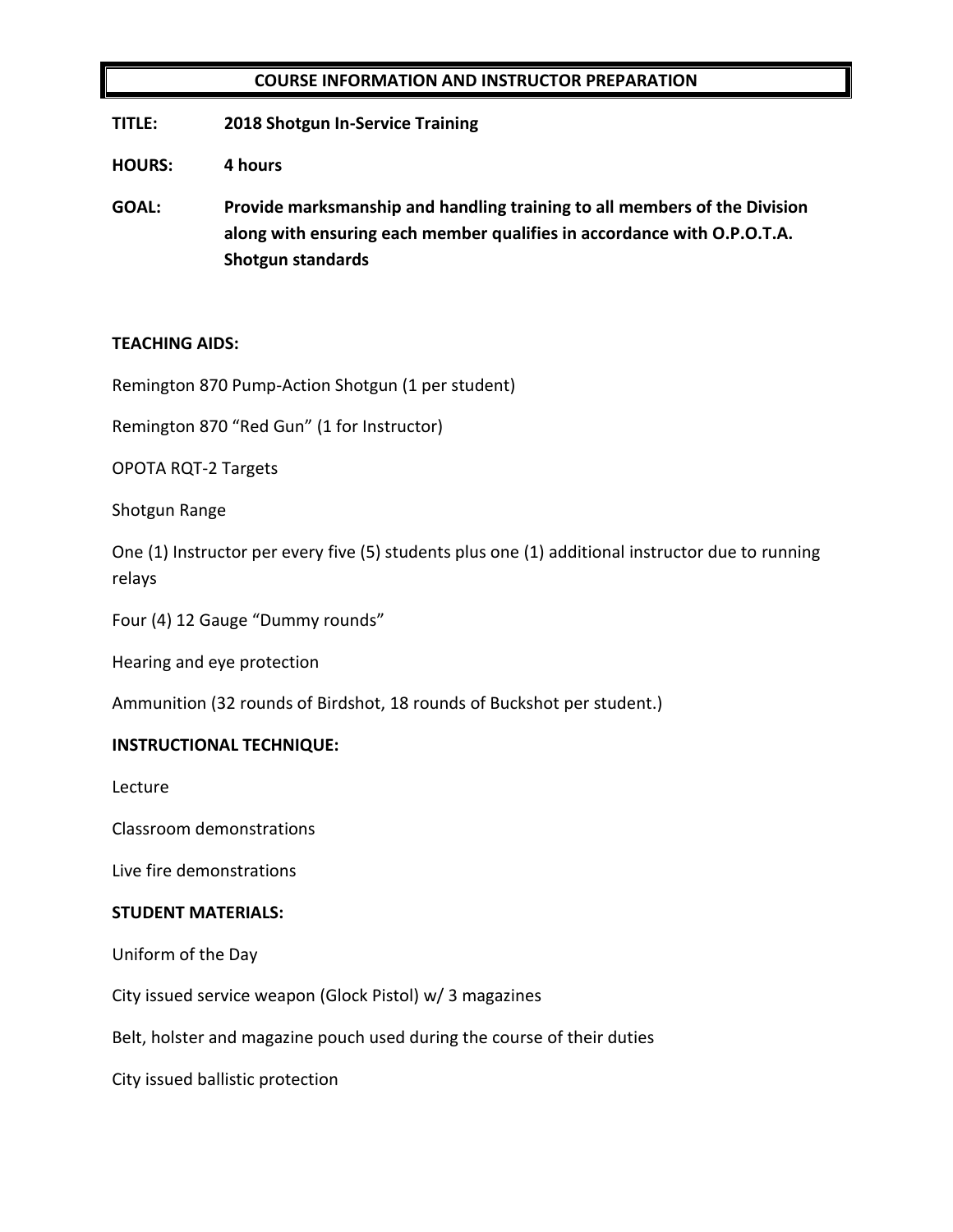# COURSE INFORMATION AND INSTRUCTOR PREPARATION

**TITLE:** **2018 Shotgun In-Service Training**

**HOURS:** **4 hours**

**GOAL:** **Provide marksmanship and handling training to all members of the Division along with ensuring each member qualifies in accordance with O.P.O.T.A. Shotgun standards**

**TEACHING AIDS:**

Remington 870 Pump-Action Shotgun (1 per student)

Remington 870 "Red Gun" (1 for Instructor)

OPOTA RQT-2 Targets

Shotgun Range

One (1) Instructor per every five (5) students plus one (1) additional instructor due to running relays

Four (4) 12 Gauge "Dummy rounds"

Hearing and eye protection

Ammunition (32 rounds of Birdshot, 18 rounds of Buckshot per student.)

**INSTRUCTIONAL TECHNIQUE:**

Lecture

Classroom demonstrations

Live fire demonstrations

**STUDENT MATERIALS:**

Uniform of the Day

City issued service weapon (Glock Pistol) w/ 3 magazines

Belt, holster and magazine pouch used during the course of their duties

City issued ballistic protection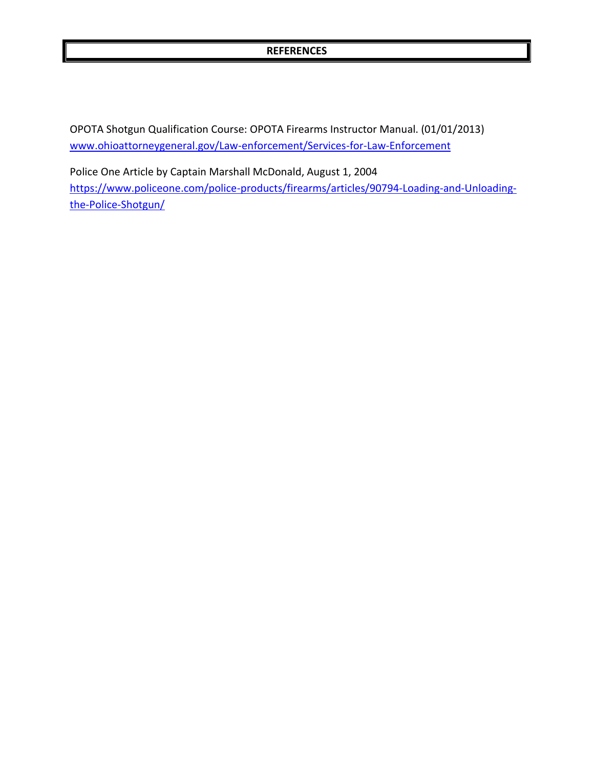# REFERENCES

OPOTA Shotgun Qualification Course: OPOTA Firearms Instructor Manual. (01/01/2013)
[www.ohioattorneygeneral.gov/Law-enforcement/Services-for-Law-Enforcement](www.ohioattorneygeneral.gov/Law-enforcement/Services-for-Law-Enforcement)

Police One Article by Captain Marshall McDonald, August 1, 2004
[https://www.policeone.com/police-products/firearms/articles/90794-Loading-and-Unloading-the-Police-Shotgun/](https://www.policeone.com/police-products/firearms/articles/90794-Loading-and-Unloading-the-Police-Shotgun/)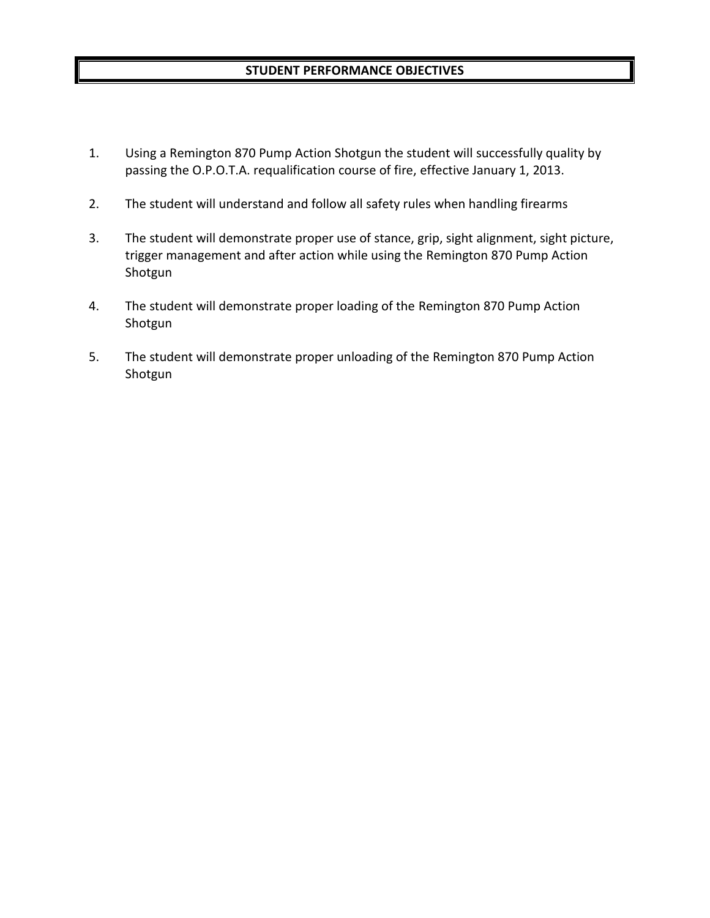# STUDENT PERFORMANCE OBJECTIVES

1. Using a Remington 870 Pump Action Shotgun the student will successfully quality by passing the O.P.O.T.A. requalification course of fire, effective January 1, 2013.

2. The student will understand and follow all safety rules when handling firearms

3. The student will demonstrate proper use of stance, grip, sight alignment, sight picture, trigger management and after action while using the Remington 870 Pump Action Shotgun

4. The student will demonstrate proper loading of the Remington 870 Pump Action Shotgun

5. The student will demonstrate proper unloading of the Remington 870 Pump Action Shotgun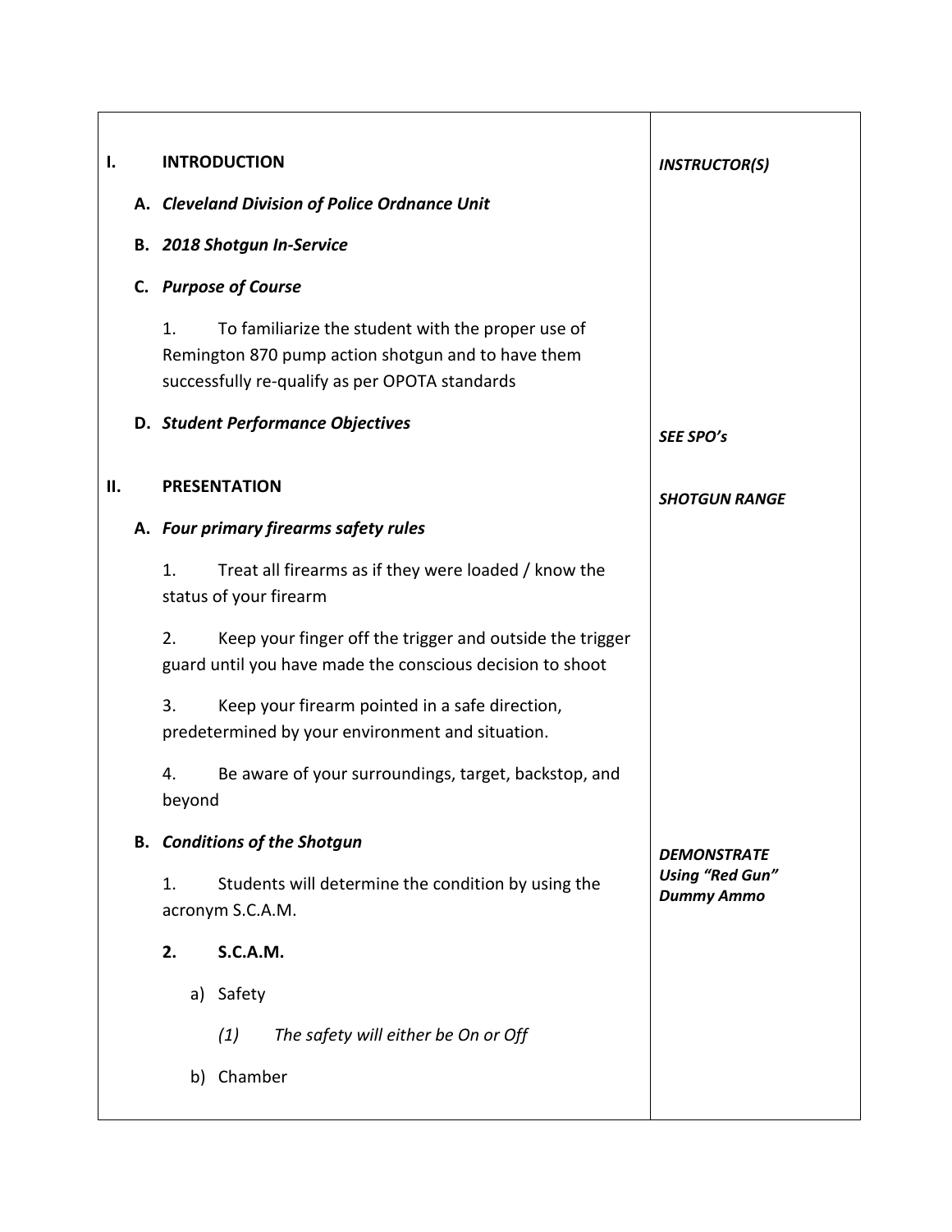| | |
|---|---|
| **I. INTRODUCTION** | ***INSTRUCTOR(S)*** |
| **A. *Cleveland Division of Police Ordnance Unit*** | |
| **B. *2018 Shotgun In-Service*** | |
| **C. *Purpose of Course*** | |
| 1. To familiarize the student with the proper use of Remington 870 pump action shotgun and to have them successfully re-qualify as per OPOTA standards | |
| **D. *Student Performance Objectives*** | ***SEE SPO's*** |
| **II. PRESENTATION** | ***SHOTGUN RANGE*** |
| **A. *Four primary firearms safety rules*** | |
| 1. Treat all firearms as if they were loaded / know the status of your firearm | |
| 2. Keep your finger off the trigger and outside the trigger guard until you have made the conscious decision to shoot | |
| 3. Keep your firearm pointed in a safe direction, predetermined by your environment and situation. | |
| 4. Be aware of your surroundings, target, backstop, and beyond | |
| **B. *Conditions of the Shotgun*** | ***DEMONSTRATE Using "Red Gun" Dummy Ammo*** |
| 1. Students will determine the condition by using the acronym S.C.A.M. | |
| **2. S.C.A.M.** | |
| a) Safety | |
| *(1) The safety will either be On or Off* | |
| b) Chamber | |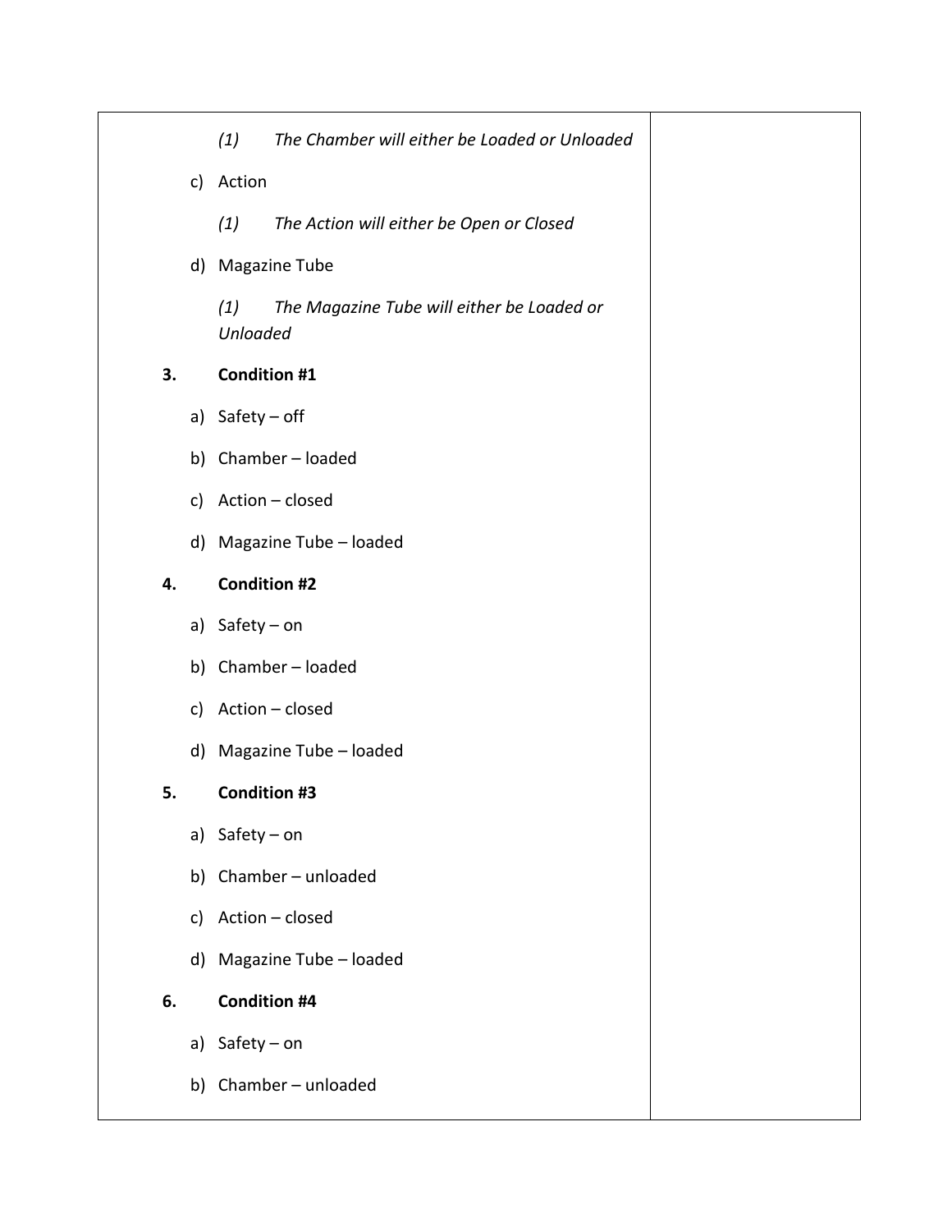(1) *The Chamber will either be Loaded or Unloaded*

c) Action

(1) *The Action will either be Open or Closed*

d) Magazine Tube

(1) *The Magazine Tube will either be Loaded or Unloaded*

**3. Condition #1**

a) Safety – off

b) Chamber – loaded

c) Action – closed

d) Magazine Tube – loaded

**4. Condition #2**

a) Safety – on

b) Chamber – loaded

c) Action – closed

d) Magazine Tube – loaded

**5. Condition #3**

a) Safety – on

b) Chamber – unloaded

c) Action – closed

d) Magazine Tube – loaded

**6. Condition #4**

a) Safety – on

b) Chamber – unloaded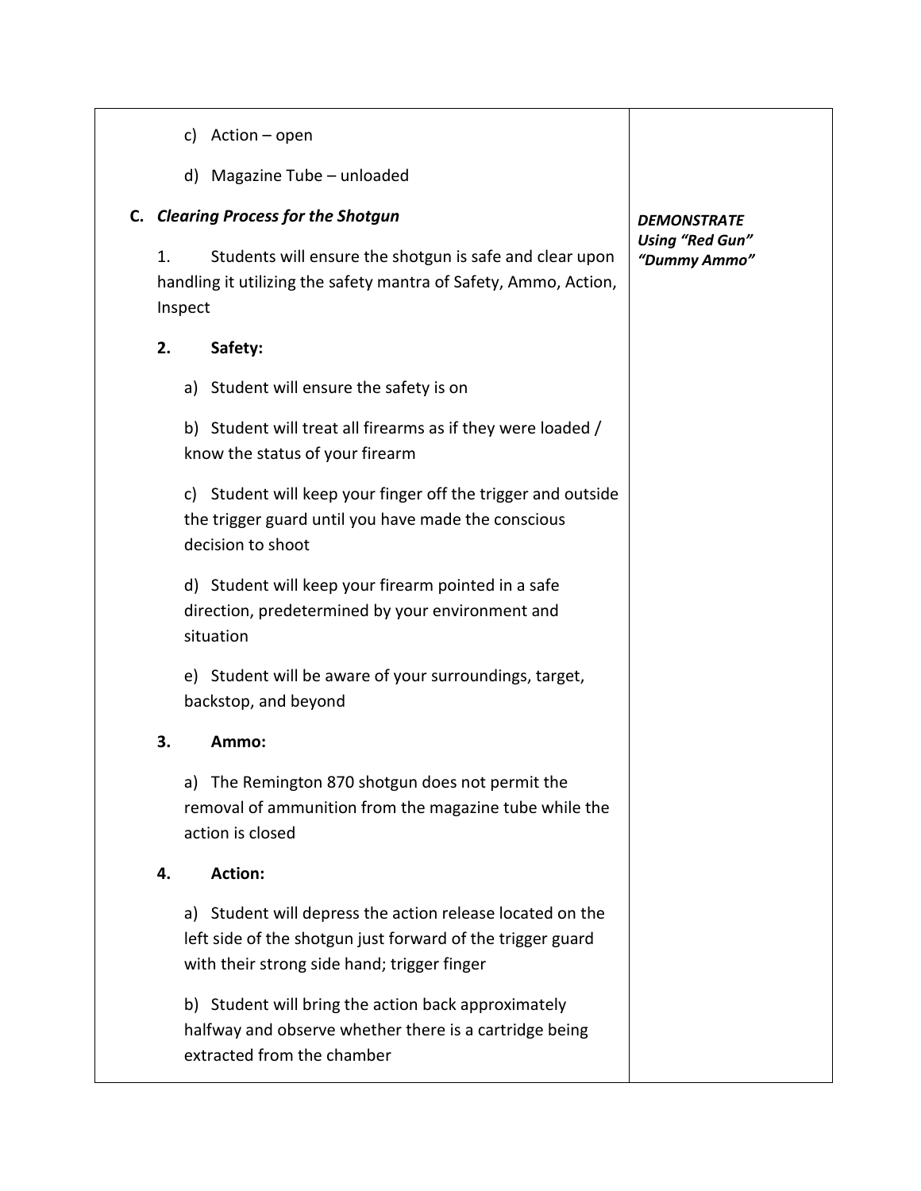| | |
|---|---|
| c) Action – open<br><br>d) Magazine Tube – unloaded<br><br>**C. *Clearing Process for the Shotgun***<br><br>1. Students will ensure the shotgun is safe and clear upon handling it utilizing the safety mantra of Safety, Ammo, Action, Inspect<br><br>**2. Safety:**<br><br>a) Student will ensure the safety is on<br><br>b) Student will treat all firearms as if they were loaded / know the status of your firearm<br><br>c) Student will keep your finger off the trigger and outside the trigger guard until you have made the conscious decision to shoot<br><br>d) Student will keep your firearm pointed in a safe direction, predetermined by your environment and situation<br><br>e) Student will be aware of your surroundings, target, backstop, and beyond<br><br>**3. Ammo:**<br><br>a) The Remington 870 shotgun does not permit the removal of ammunition from the magazine tube while the action is closed<br><br>**4. Action:**<br><br>a) Student will depress the action release located on the left side of the shotgun just forward of the trigger guard with their strong side hand; trigger finger<br><br>b) Student will bring the action back approximately halfway and observe whether there is a cartridge being extracted from the chamber | ***DEMONSTRATE Using "Red Gun" "Dummy Ammo"*** |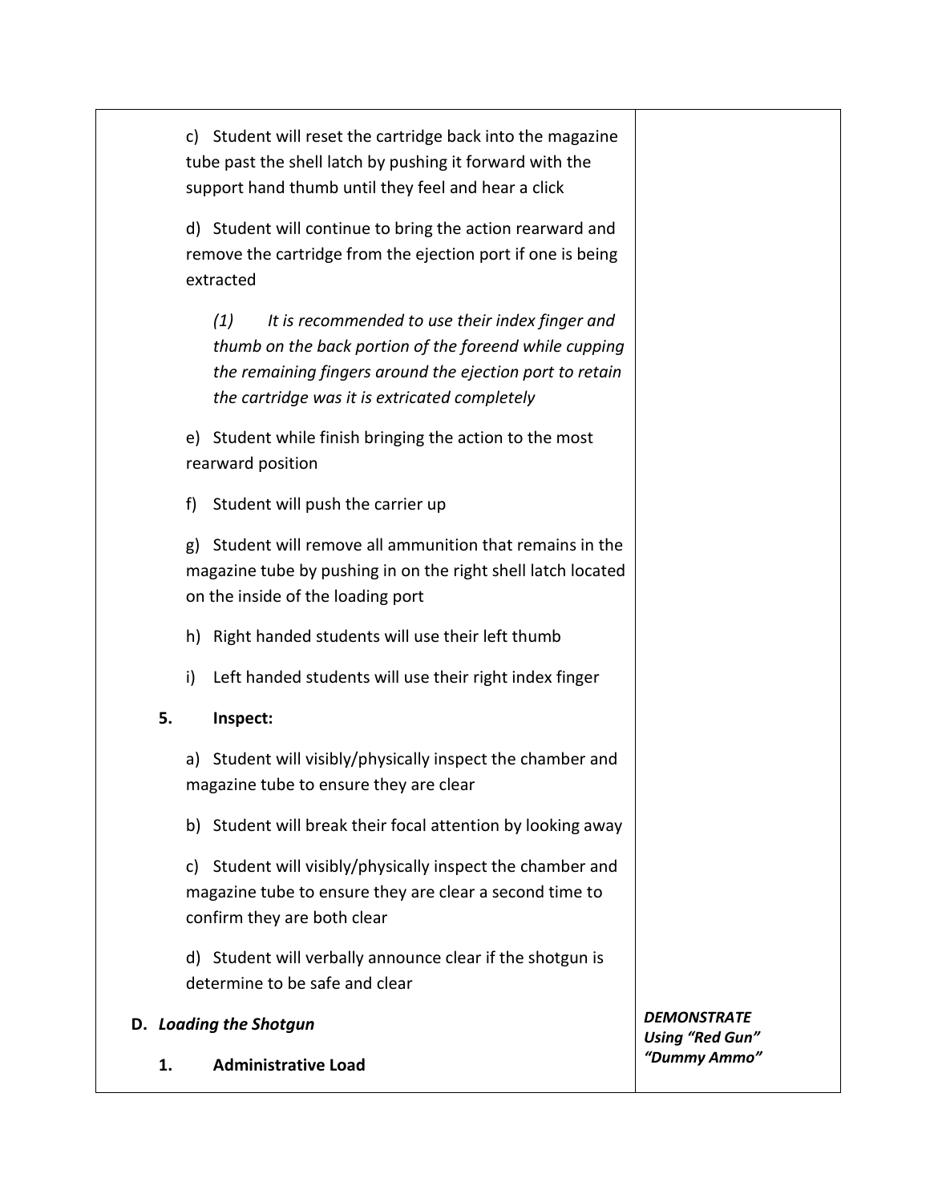| | |
|---|---|
| c) Student will reset the cartridge back into the magazine tube past the shell latch by pushing it forward with the support hand thumb until they feel and hear a click<br><br>d) Student will continue to bring the action rearward and remove the cartridge from the ejection port if one is being extracted<br><br>*(1) It is recommended to use their index finger and thumb on the back portion of the foreend while cupping the remaining fingers around the ejection port to retain the cartridge was it is extricated completely*<br><br>e) Student while finish bringing the action to the most rearward position<br><br>f) Student will push the carrier up<br><br>g) Student will remove all ammunition that remains in the magazine tube by pushing in on the right shell latch located on the inside of the loading port<br><br>h) Right handed students will use their left thumb<br><br>i) Left handed students will use their right index finger<br><br>**5. Inspect:**<br><br>a) Student will visibly/physically inspect the chamber and magazine tube to ensure they are clear<br><br>b) Student will break their focal attention by looking away<br><br>c) Student will visibly/physically inspect the chamber and magazine tube to ensure they are clear a second time to confirm they are both clear<br><br>d) Student will verbally announce clear if the shotgun is determine to be safe and clear | |
| **D. *Loading the Shotgun***<br><br>**1. Administrative Load** | ***DEMONSTRATE Using "Red Gun" "Dummy Ammo"*** |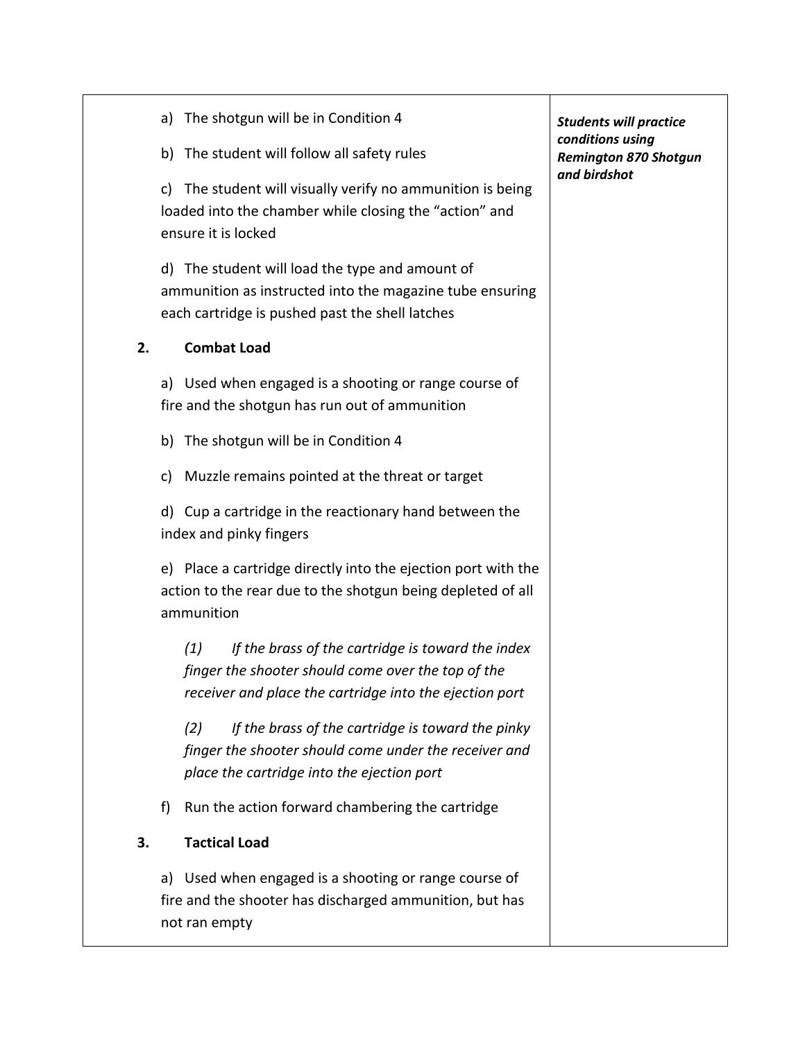| | |
|---|---|
| a) The shotgun will be in Condition 4<br><br>b) The student will follow all safety rules<br><br>c) The student will visually verify no ammunition is being loaded into the chamber while closing the "action" and ensure it is locked<br><br>d) The student will load the type and amount of ammunition as instructed into the magazine tube ensuring each cartridge is pushed past the shell latches<br><br>**2. Combat Load**<br><br>a) Used when engaged is a shooting or range course of fire and the shotgun has run out of ammunition<br><br>b) The shotgun will be in Condition 4<br><br>c) Muzzle remains pointed at the threat or target<br><br>d) Cup a cartridge in the reactionary hand between the index and pinky fingers<br><br>e) Place a cartridge directly into the ejection port with the action to the rear due to the shotgun being depleted of all ammunition<br><br>*(1) If the brass of the cartridge is toward the index finger the shooter should come over the top of the receiver and place the cartridge into the ejection port*<br><br>*(2) If the brass of the cartridge is toward the pinky finger the shooter should come under the receiver and place the cartridge into the ejection port*<br><br>f) Run the action forward chambering the cartridge<br><br>**3. Tactical Load**<br><br>a) Used when engaged is a shooting or range course of fire and the shooter has discharged ammunition, but has not ran empty | ***Students will practice conditions using Remington 870 Shotgun and birdshot*** |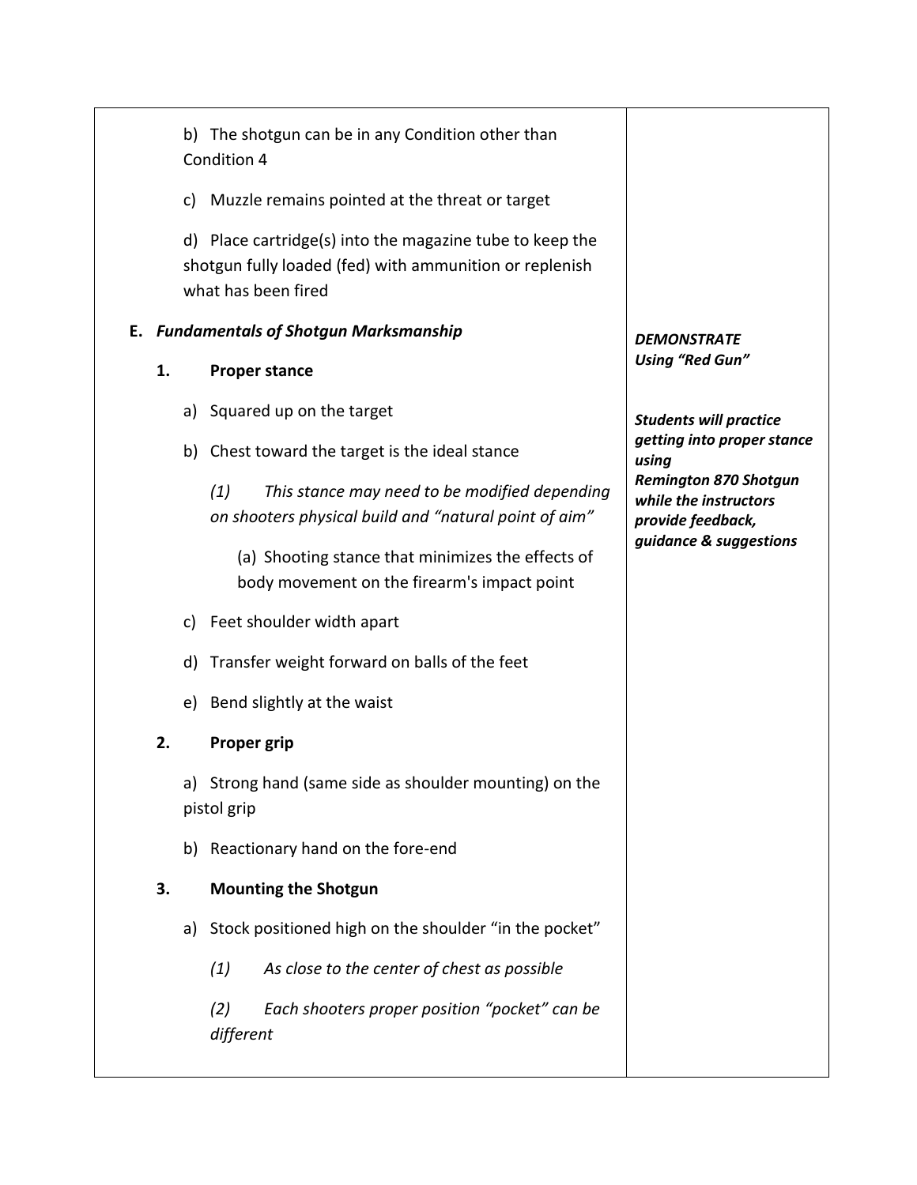| | |
|---|---|
| b) The shotgun can be in any Condition other than Condition 4<br><br>c) Muzzle remains pointed at the threat or target<br><br>d) Place cartridge(s) into the magazine tube to keep the shotgun fully loaded (fed) with ammunition or replenish what has been fired | |
| **E. *Fundamentals of Shotgun Marksmanship***<br><br>**1. Proper stance**<br><br>a) Squared up on the target<br><br>b) Chest toward the target is the ideal stance<br><br>*(1) This stance may need to be modified depending on shooters physical build and "natural point of aim"*<br><br>(a) Shooting stance that minimizes the effects of body movement on the firearm's impact point<br><br>c) Feet shoulder width apart<br><br>d) Transfer weight forward on balls of the feet<br><br>e) Bend slightly at the waist<br><br>**2. Proper grip**<br><br>a) Strong hand (same side as shoulder mounting) on the pistol grip<br><br>b) Reactionary hand on the fore-end<br><br>**3. Mounting the Shotgun**<br><br>a) Stock positioned high on the shoulder "in the pocket"<br><br>*(1) As close to the center of chest as possible*<br><br>*(2) Each shooters proper position "pocket" can be different* | ***DEMONSTRATE Using "Red Gun"***<br><br>***Students will practice getting into proper stance using Remington 870 Shotgun while the instructors provide feedback, guidance & suggestions*** |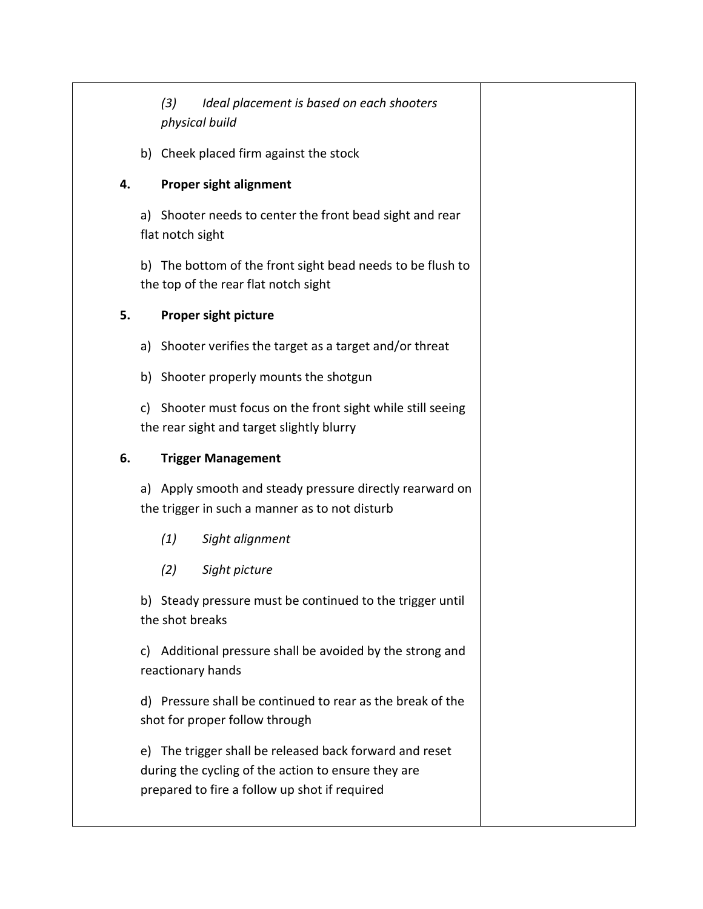| | |
|---|---|
| *(3) Ideal placement is based on each shooters physical build*<br><br>b) Cheek placed firm against the stock<br><br>**4. Proper sight alignment**<br><br>a) Shooter needs to center the front bead sight and rear flat notch sight<br><br>b) The bottom of the front sight bead needs to be flush to the top of the rear flat notch sight<br><br>**5. Proper sight picture**<br><br>a) Shooter verifies the target as a target and/or threat<br><br>b) Shooter properly mounts the shotgun<br><br>c) Shooter must focus on the front sight while still seeing the rear sight and target slightly blurry<br><br>**6. Trigger Management**<br><br>a) Apply smooth and steady pressure directly rearward on the trigger in such a manner as to not disturb<br><br>*(1) Sight alignment*<br><br>*(2) Sight picture*<br><br>b) Steady pressure must be continued to the trigger until the shot breaks<br><br>c) Additional pressure shall be avoided by the strong and reactionary hands<br><br>d) Pressure shall be continued to rear as the break of the shot for proper follow through<br><br>e) The trigger shall be released back forward and reset during the cycling of the action to ensure they are prepared to fire a follow up shot if required | |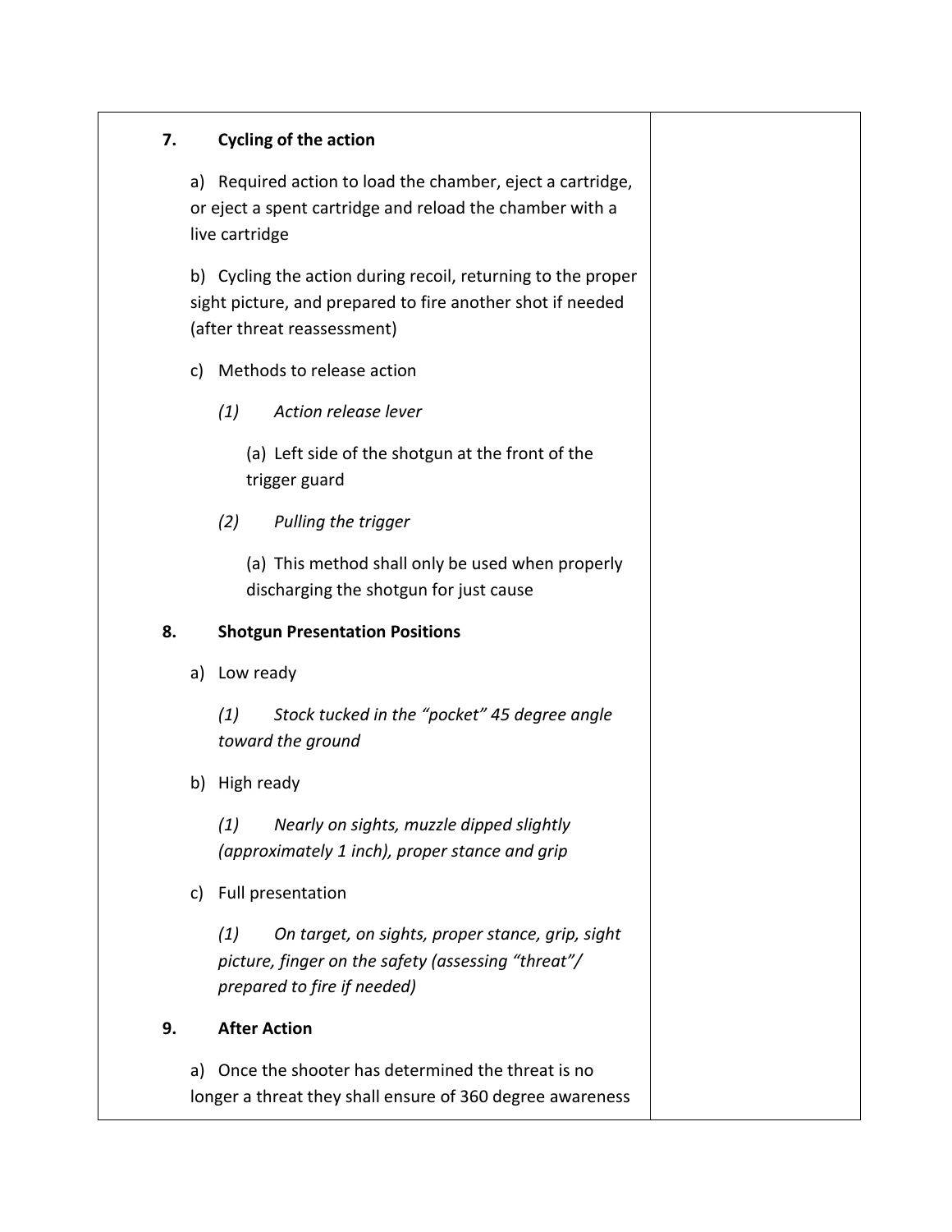| | |
|---|---|
| **7. Cycling of the action**<br><br>a) Required action to load the chamber, eject a cartridge, or eject a spent cartridge and reload the chamber with a live cartridge<br><br>b) Cycling the action during recoil, returning to the proper sight picture, and prepared to fire another shot if needed (after threat reassessment)<br><br>c) Methods to release action<br><br>*(1) Action release lever*<br><br>(a) Left side of the shotgun at the front of the trigger guard<br><br>*(2) Pulling the trigger*<br><br>(a) This method shall only be used when properly discharging the shotgun for just cause<br><br>**8. Shotgun Presentation Positions**<br><br>a) Low ready<br><br>*(1) Stock tucked in the "pocket" 45 degree angle toward the ground*<br><br>b) High ready<br><br>*(1) Nearly on sights, muzzle dipped slightly (approximately 1 inch), proper stance and grip*<br><br>c) Full presentation<br><br>*(1) On target, on sights, proper stance, grip, sight picture, finger on the safety (assessing "threat"/ prepared to fire if needed)*<br><br>**9. After Action**<br><br>a) Once the shooter has determined the threat is no longer a threat they shall ensure of 360 degree awareness | |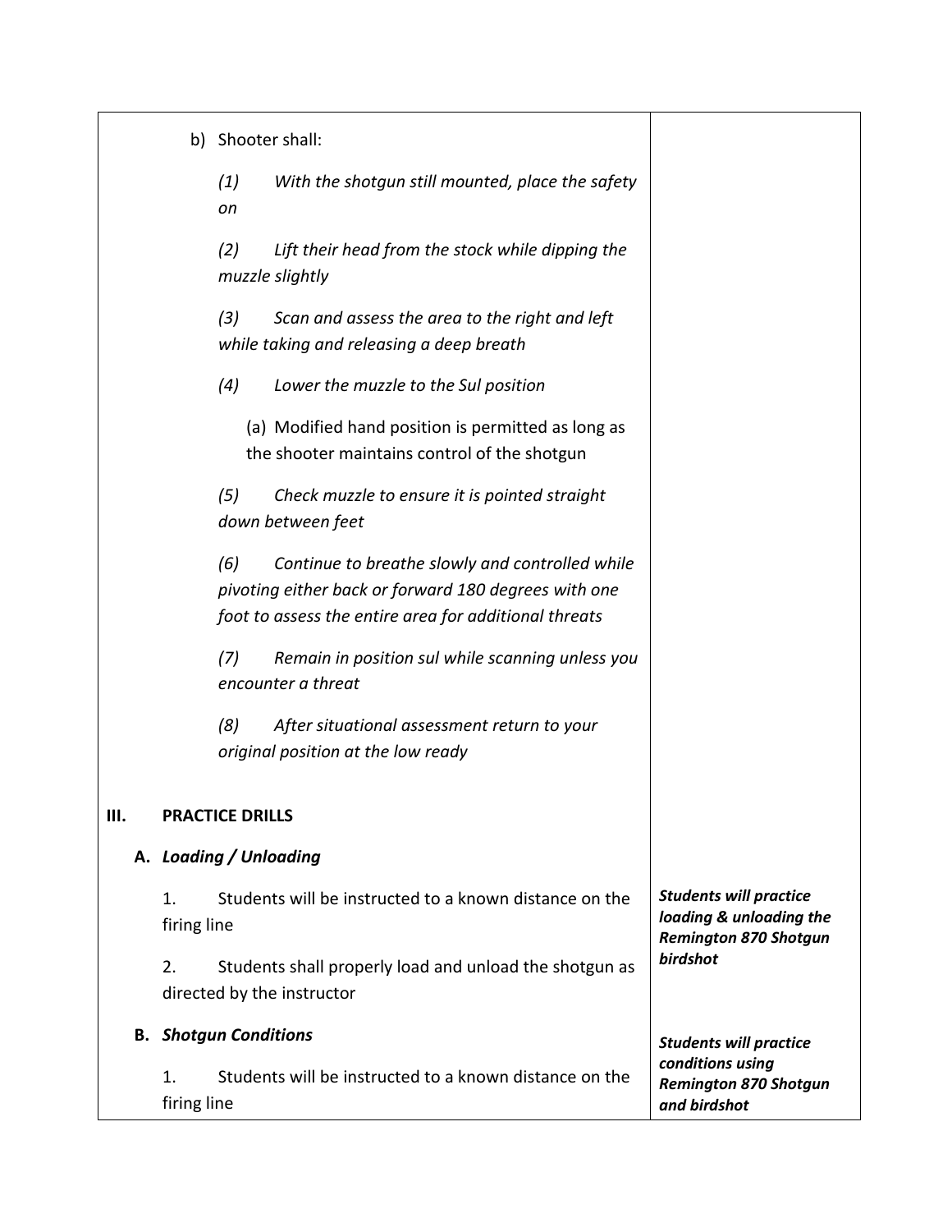| | |
|---|---|
| b) Shooter shall:<br><br>*(1) With the shotgun still mounted, place the safety on*<br><br>*(2) Lift their head from the stock while dipping the muzzle slightly*<br><br>*(3) Scan and assess the area to the right and left while taking and releasing a deep breath*<br><br>*(4) Lower the muzzle to the Sul position*<br><br>(a) Modified hand position is permitted as long as the shooter maintains control of the shotgun<br><br>*(5) Check muzzle to ensure it is pointed straight down between feet*<br><br>*(6) Continue to breathe slowly and controlled while pivoting either back or forward 180 degrees with one foot to assess the entire area for additional threats*<br><br>*(7) Remain in position sul while scanning unless you encounter a threat*<br><br>*(8) After situational assessment return to your original position at the low ready* | |
| **III. PRACTICE DRILLS** | |
| **A. *Loading / Unloading*** | |
| 1. Students will be instructed to a known distance on the firing line<br><br>2. Students shall properly load and unload the shotgun as directed by the instructor | ***Students will practice loading & unloading the Remington 870 Shotgun birdshot*** |
| **B. *Shotgun Conditions***<br><br>1. Students will be instructed to a known distance on the firing line | ***Students will practice conditions using Remington 870 Shotgun and birdshot*** |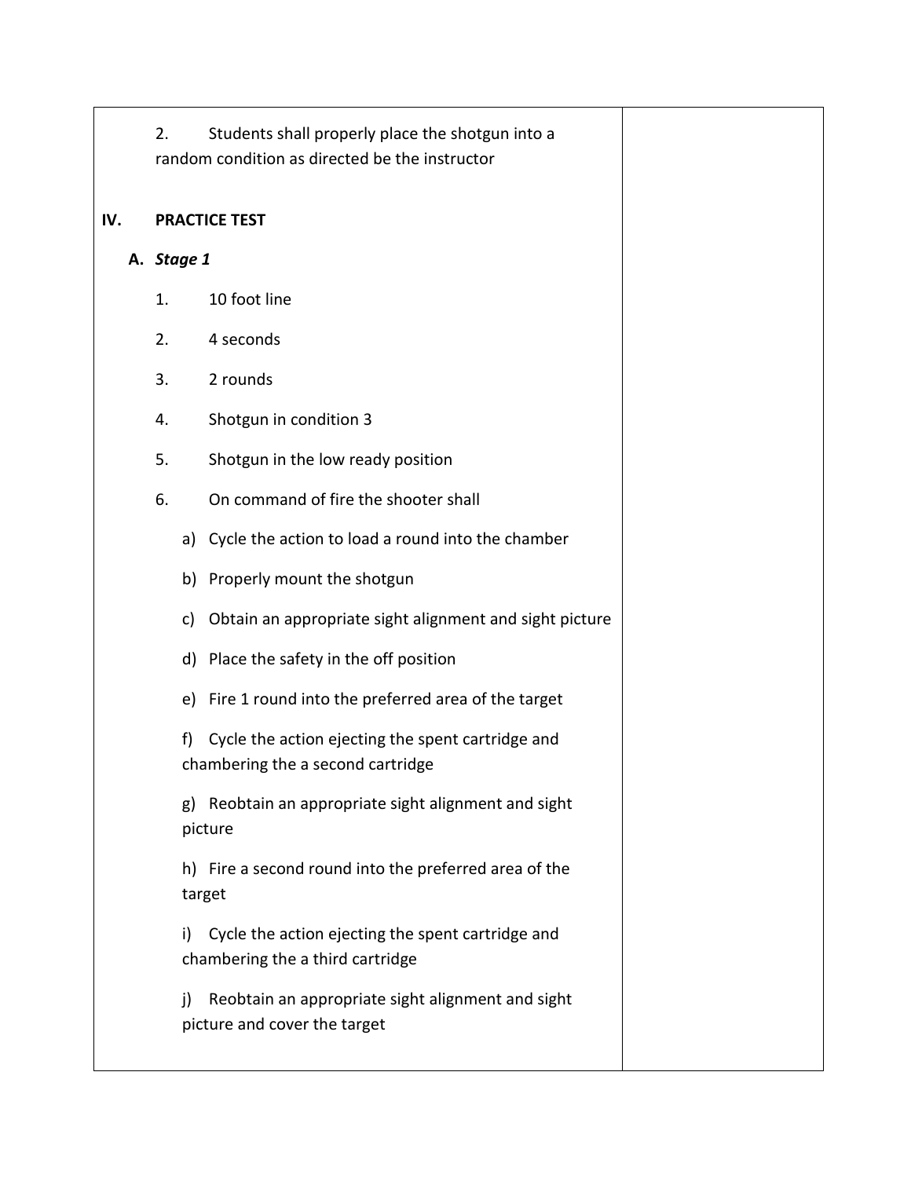2. Students shall properly place the shotgun into a random condition as directed be the instructor

## IV. PRACTICE TEST

### A. *Stage 1*

1. 10 foot line
2. 4 seconds
3. 2 rounds
4. Shotgun in condition 3
5. Shotgun in the low ready position
6. On command of fire the shooter shall
   a) Cycle the action to load a round into the chamber
   b) Properly mount the shotgun
   c) Obtain an appropriate sight alignment and sight picture
   d) Place the safety in the off position
   e) Fire 1 round into the preferred area of the target
   f) Cycle the action ejecting the spent cartridge and chambering the a second cartridge
   g) Reobtain an appropriate sight alignment and sight picture
   h) Fire a second round into the preferred area of the target
   i) Cycle the action ejecting the spent cartridge and chambering the a third cartridge
   j) Reobtain an appropriate sight alignment and sight picture and cover the target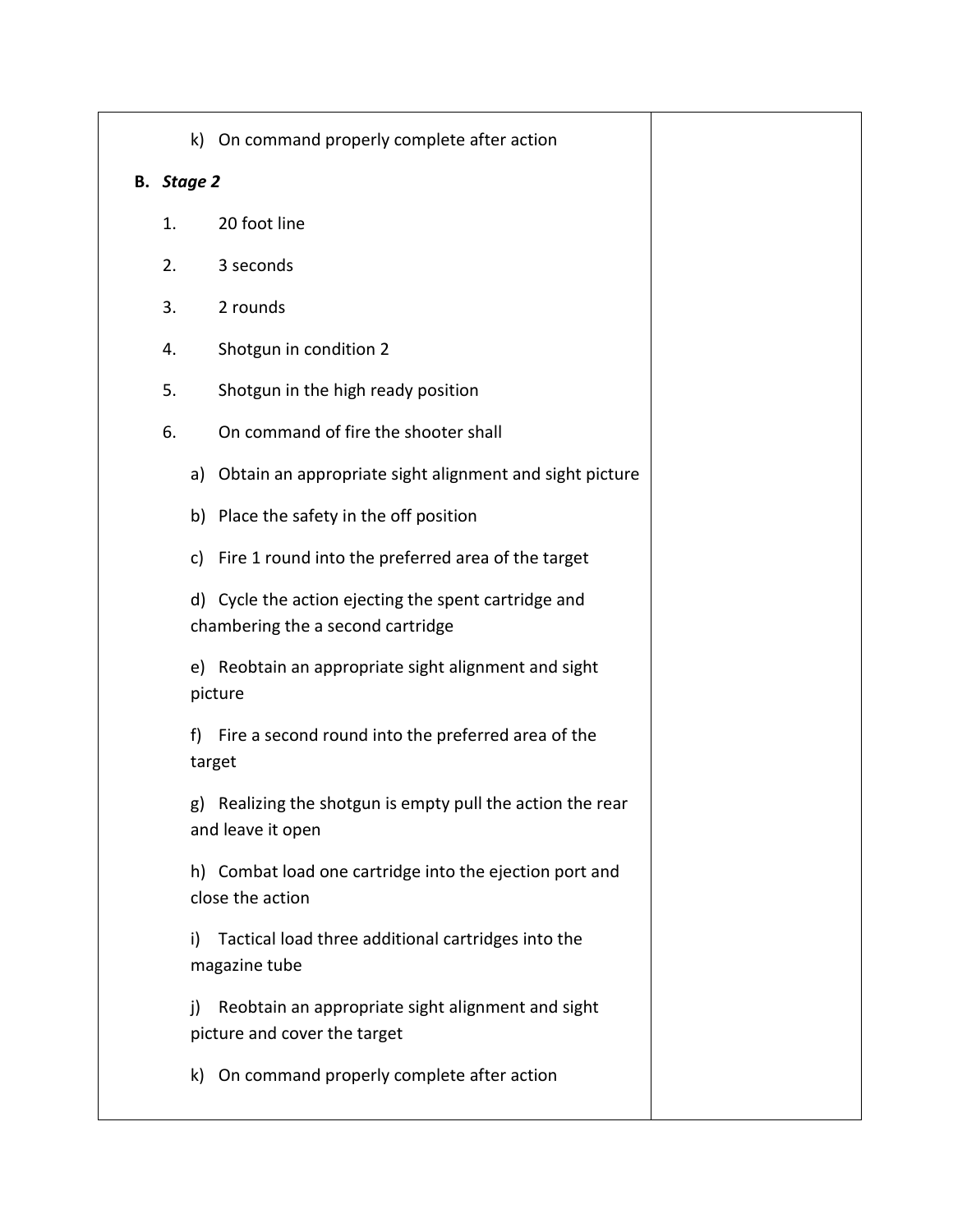k) On command properly complete after action

**B. *Stage 2***

1. 20 foot line
2. 3 seconds
3. 2 rounds
4. Shotgun in condition 2
5. Shotgun in the high ready position
6. On command of fire the shooter shall

a) Obtain an appropriate sight alignment and sight picture

b) Place the safety in the off position

c) Fire 1 round into the preferred area of the target

d) Cycle the action ejecting the spent cartridge and chambering the a second cartridge

e) Reobtain an appropriate sight alignment and sight picture

f) Fire a second round into the preferred area of the target

g) Realizing the shotgun is empty pull the action the rear and leave it open

h) Combat load one cartridge into the ejection port and close the action

i) Tactical load three additional cartridges into the magazine tube

j) Reobtain an appropriate sight alignment and sight picture and cover the target

k) On command properly complete after action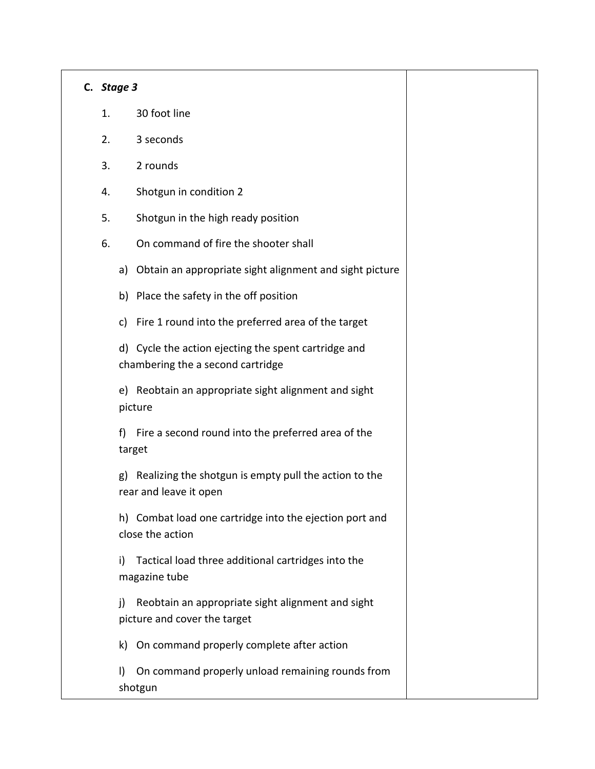| **C.** ***Stage 3*** | |
|---|---|
| 1. 30 foot line<br>2. 3 seconds<br>3. 2 rounds<br>4. Shotgun in condition 2<br>5. Shotgun in the high ready position<br>6. On command of fire the shooter shall<br>a) Obtain an appropriate sight alignment and sight picture<br>b) Place the safety in the off position<br>c) Fire 1 round into the preferred area of the target<br>d) Cycle the action ejecting the spent cartridge and chambering the a second cartridge<br>e) Reobtain an appropriate sight alignment and sight picture<br>f) Fire a second round into the preferred area of the target<br>g) Realizing the shotgun is empty pull the action to the rear and leave it open<br>h) Combat load one cartridge into the ejection port and close the action<br>i) Tactical load three additional cartridges into the magazine tube<br>j) Reobtain an appropriate sight alignment and sight picture and cover the target<br>k) On command properly complete after action<br>l) On command properly unload remaining rounds from shotgun | |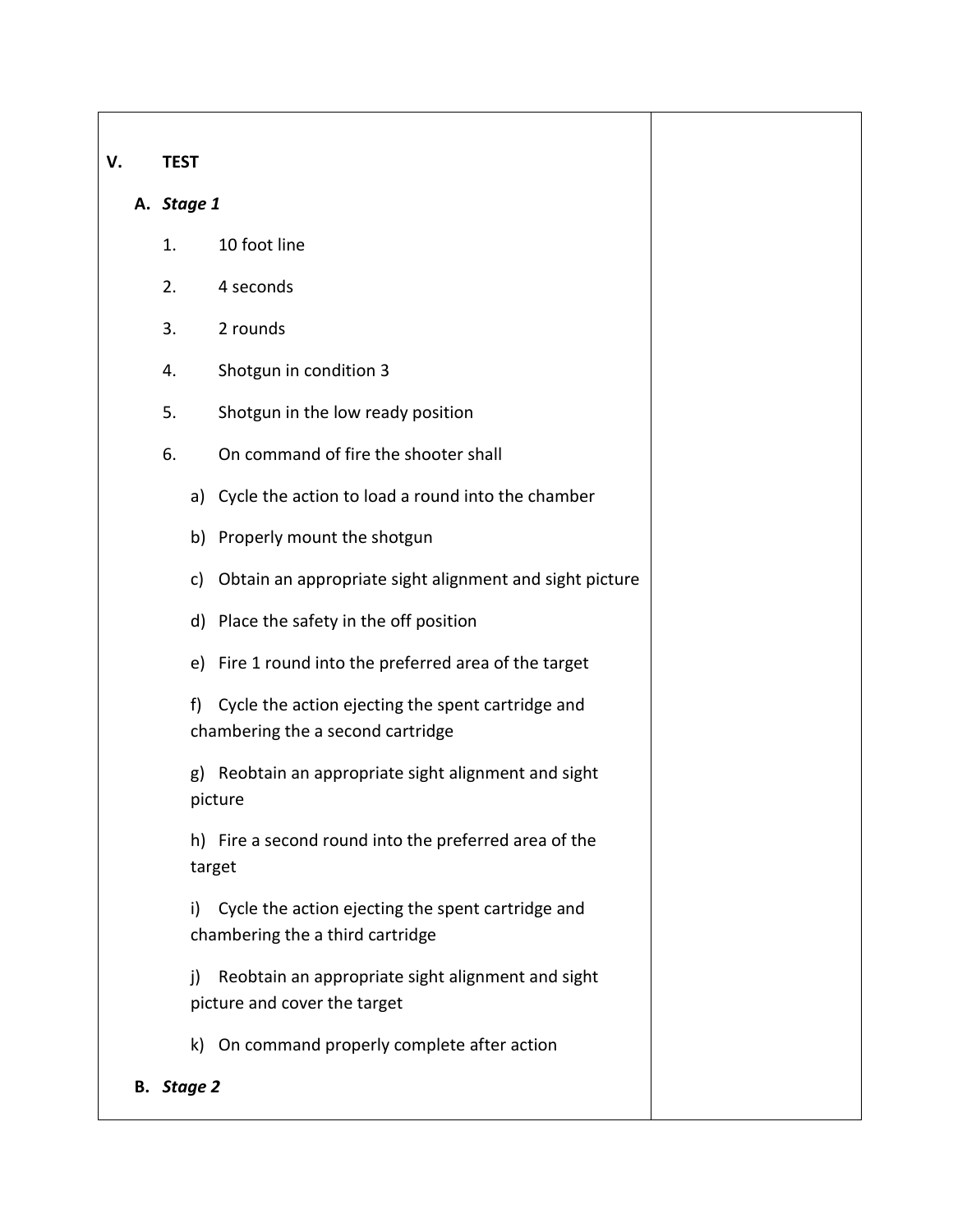V. **TEST**

A. ***Stage 1***

1. 10 foot line
2. 4 seconds
3. 2 rounds
4. Shotgun in condition 3
5. Shotgun in the low ready position
6. On command of fire the shooter shall

    a) Cycle the action to load a round into the chamber

    b) Properly mount the shotgun

    c) Obtain an appropriate sight alignment and sight picture

    d) Place the safety in the off position

    e) Fire 1 round into the preferred area of the target

    f) Cycle the action ejecting the spent cartridge and chambering the a second cartridge

    g) Reobtain an appropriate sight alignment and sight picture

    h) Fire a second round into the preferred area of the target

    i) Cycle the action ejecting the spent cartridge and chambering the a third cartridge

    j) Reobtain an appropriate sight alignment and sight picture and cover the target

    k) On command properly complete after action

B. ***Stage 2***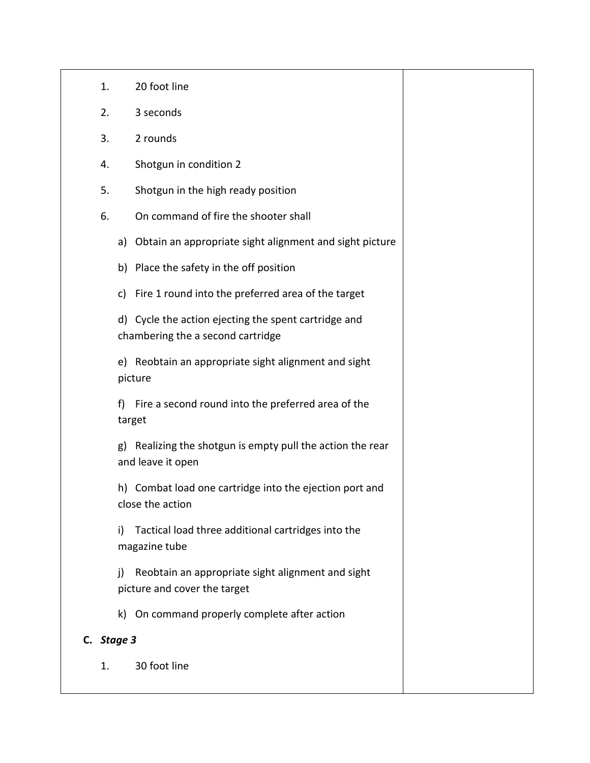1. 20 foot line
2. 3 seconds
3. 2 rounds
4. Shotgun in condition 2
5. Shotgun in the high ready position
6. On command of fire the shooter shall
   a) Obtain an appropriate sight alignment and sight picture
   b) Place the safety in the off position
   c) Fire 1 round into the preferred area of the target
   d) Cycle the action ejecting the spent cartridge and chambering the a second cartridge
   e) Reobtain an appropriate sight alignment and sight picture
   f) Fire a second round into the preferred area of the target
   g) Realizing the shotgun is empty pull the action the rear and leave it open
   h) Combat load one cartridge into the ejection port and close the action
   i) Tactical load three additional cartridges into the magazine tube
   j) Reobtain an appropriate sight alignment and sight picture and cover the target
   k) On command properly complete after action

**C. *Stage 3***

1. 30 foot line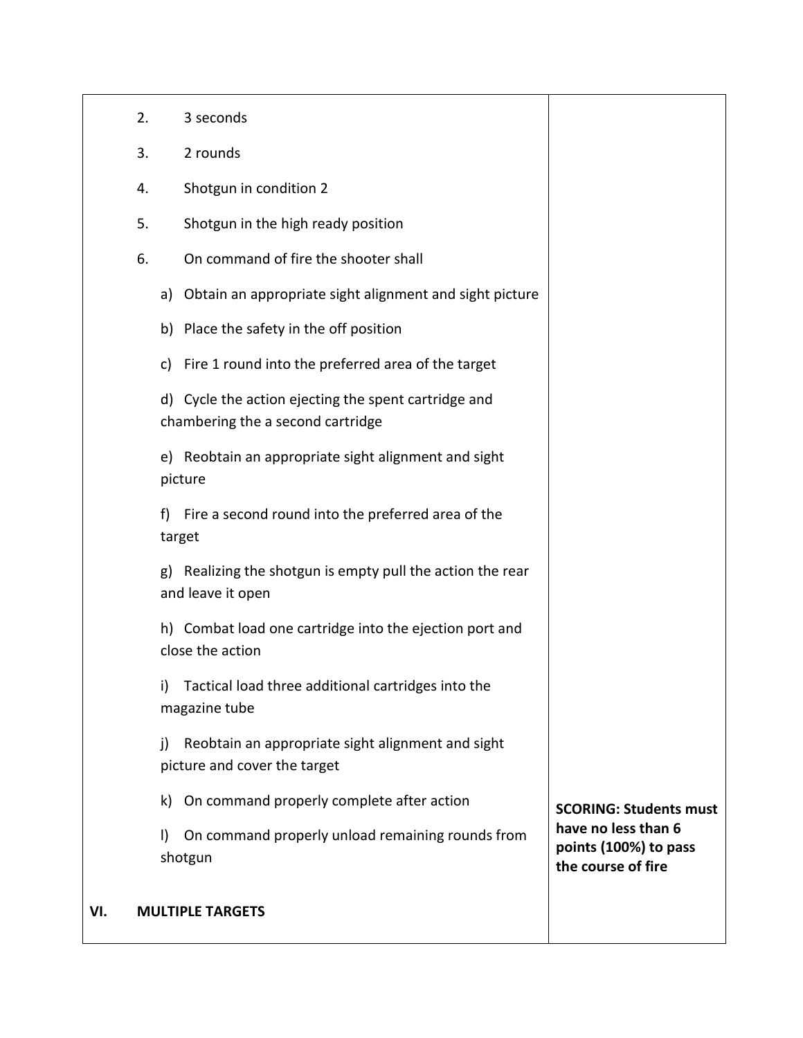| | |
|---|---|
| 2. 3 seconds<br>3. 2 rounds<br>4. Shotgun in condition 2<br>5. Shotgun in the high ready position<br>6. On command of fire the shooter shall<br>a) Obtain an appropriate sight alignment and sight picture<br>b) Place the safety in the off position<br>c) Fire 1 round into the preferred area of the target<br>d) Cycle the action ejecting the spent cartridge and chambering the a second cartridge<br>e) Reobtain an appropriate sight alignment and sight picture<br>f) Fire a second round into the preferred area of the target<br>g) Realizing the shotgun is empty pull the action the rear and leave it open<br>h) Combat load one cartridge into the ejection port and close the action<br>i) Tactical load three additional cartridges into the magazine tube<br>j) Reobtain an appropriate sight alignment and sight picture and cover the target<br>k) On command properly complete after action<br>l) On command properly unload remaining rounds from shotgun<br><br>**VI. MULTIPLE TARGETS** | **SCORING: Students must have no less than 6 points (100%) to pass the course of fire** |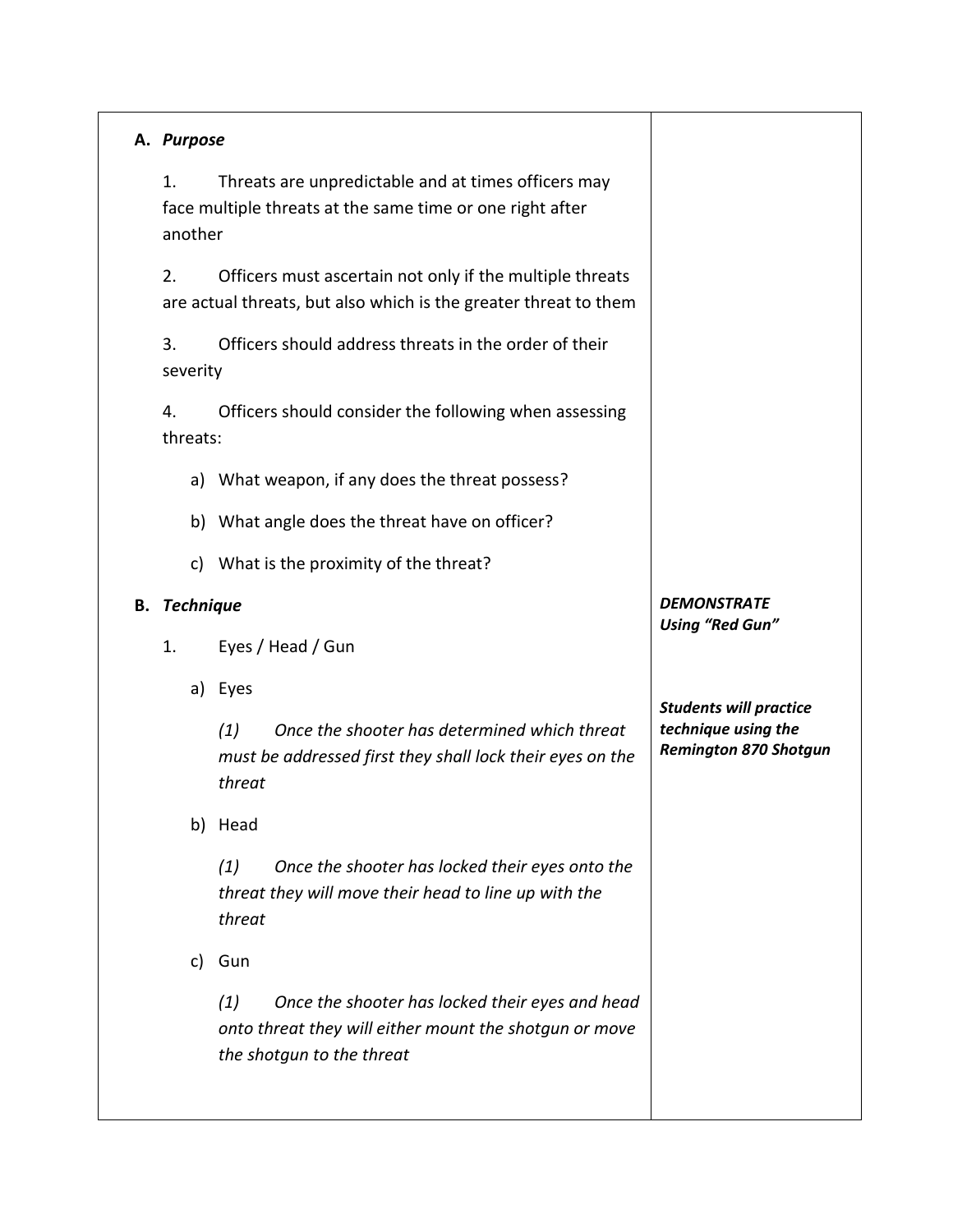| | |
|---|---|
| **A. *Purpose*** | |
| 1. Threats are unpredictable and at times officers may face multiple threats at the same time or one right after another | |
| 2. Officers must ascertain not only if the multiple threats are actual threats, but also which is the greater threat to them | |
| 3. Officers should address threats in the order of their severity | |
| 4. Officers should consider the following when assessing threats: | |
| a) What weapon, if any does the threat possess? | |
| b) What angle does the threat have on officer? | |
| c) What is the proximity of the threat? | |
| **B. *Technique*** | ***DEMONSTRATE Using "Red Gun"*** |
| 1. Eyes / Head / Gun | |
| a) Eyes | ***Students will practice technique using the Remington 870 Shotgun*** |
| *(1) Once the shooter has determined which threat must be addressed first they shall lock their eyes on the threat* | |
| b) Head | |
| *(1) Once the shooter has locked their eyes onto the threat they will move their head to line up with the threat* | |
| c) Gun | |
| *(1) Once the shooter has locked their eyes and head onto threat they will either mount the shotgun or move the shotgun to the threat* | |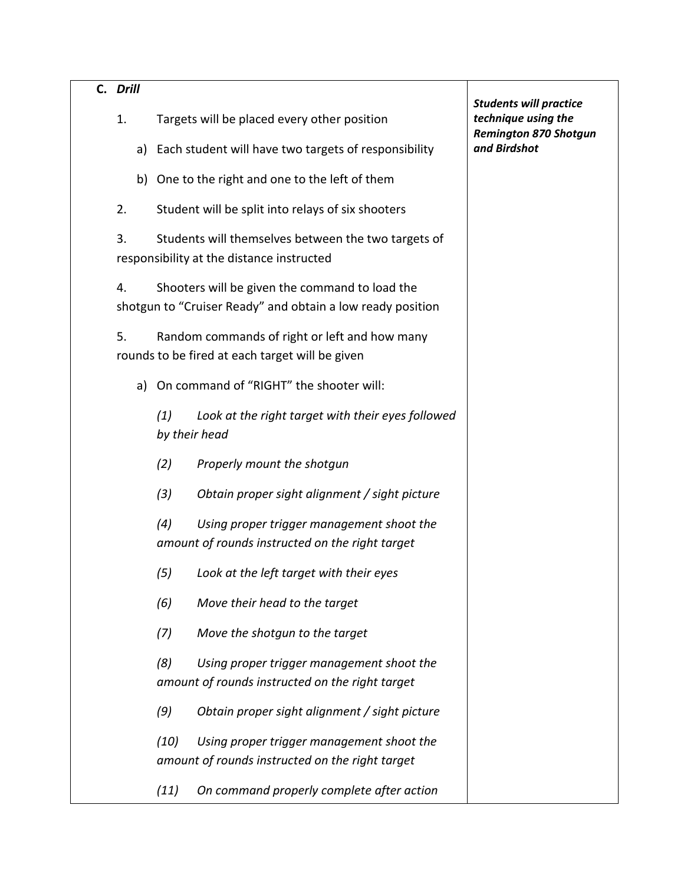| **C.** ***Drill*** | |
|---|---|
| 1. Targets will be placed every other position<br>a) Each student will have two targets of responsibility<br>b) One to the right and one to the left of them<br>2. Student will be split into relays of six shooters<br>3. Students will themselves between the two targets of responsibility at the distance instructed<br>4. Shooters will be given the command to load the shotgun to "Cruiser Ready" and obtain a low ready position<br>5. Random commands of right or left and how many rounds to be fired at each target will be given<br>a) On command of "RIGHT" the shooter will:<br>*(1) Look at the right target with their eyes followed by their head*<br>*(2) Properly mount the shotgun*<br>*(3) Obtain proper sight alignment / sight picture*<br>*(4) Using proper trigger management shoot the amount of rounds instructed on the right target*<br>*(5) Look at the left target with their eyes*<br>*(6) Move their head to the target*<br>*(7) Move the shotgun to the target*<br>*(8) Using proper trigger management shoot the amount of rounds instructed on the right target*<br>*(9) Obtain proper sight alignment / sight picture*<br>*(10) Using proper trigger management shoot the amount of rounds instructed on the right target*<br>*(11) On command properly complete after action* | ***Students will practice technique using the Remington 870 Shotgun and Birdshot*** |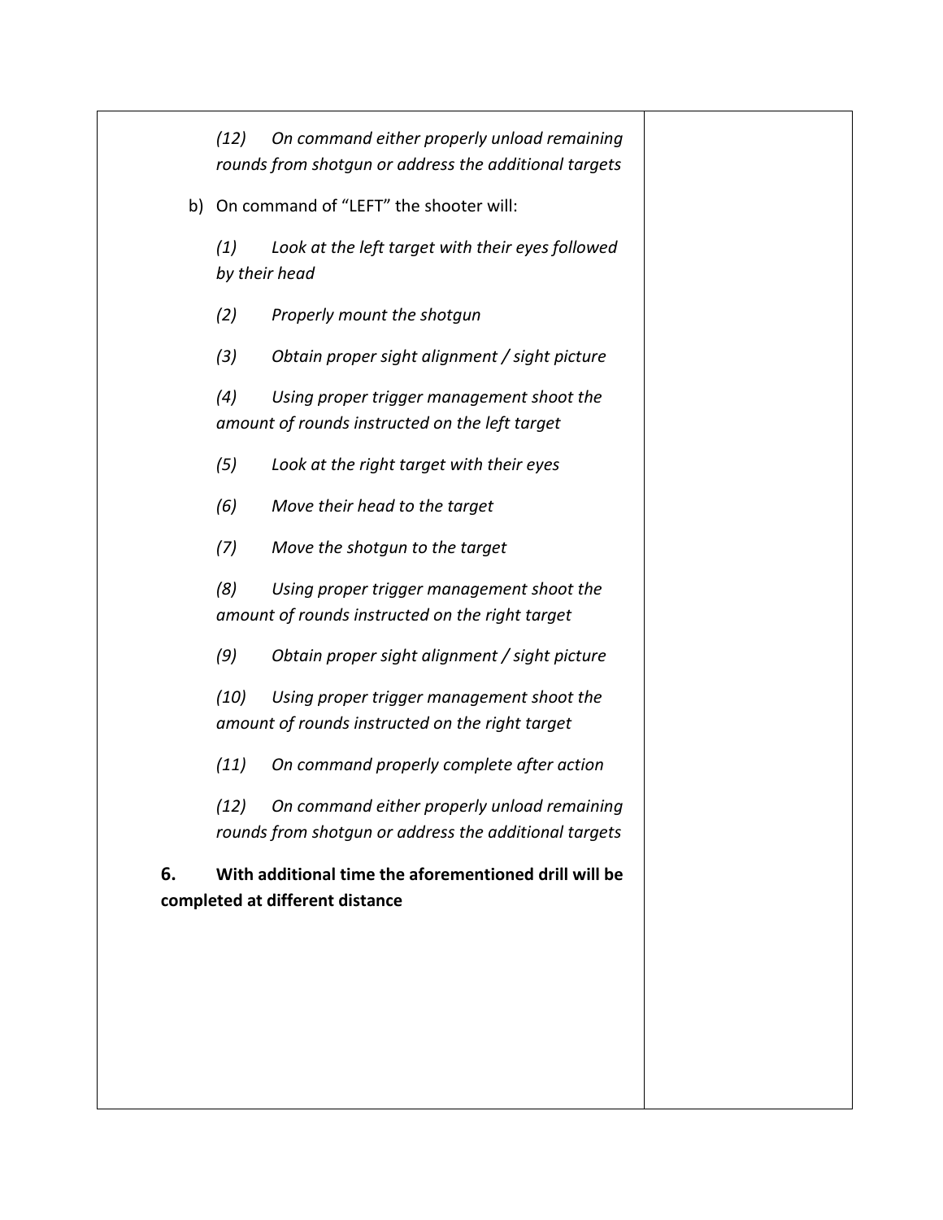*(12) On command either properly unload remaining rounds from shotgun or address the additional targets*

b) On command of "LEFT" the shooter will:

*(1) Look at the left target with their eyes followed by their head*

*(2) Properly mount the shotgun*

*(3) Obtain proper sight alignment / sight picture*

*(4) Using proper trigger management shoot the amount of rounds instructed on the left target*

*(5) Look at the right target with their eyes*

*(6) Move their head to the target*

*(7) Move the shotgun to the target*

*(8) Using proper trigger management shoot the amount of rounds instructed on the right target*

*(9) Obtain proper sight alignment / sight picture*

*(10) Using proper trigger management shoot the amount of rounds instructed on the right target*

*(11) On command properly complete after action*

*(12) On command either properly unload remaining rounds from shotgun or address the additional targets*

**6. With additional time the aforementioned drill will be completed at different distance**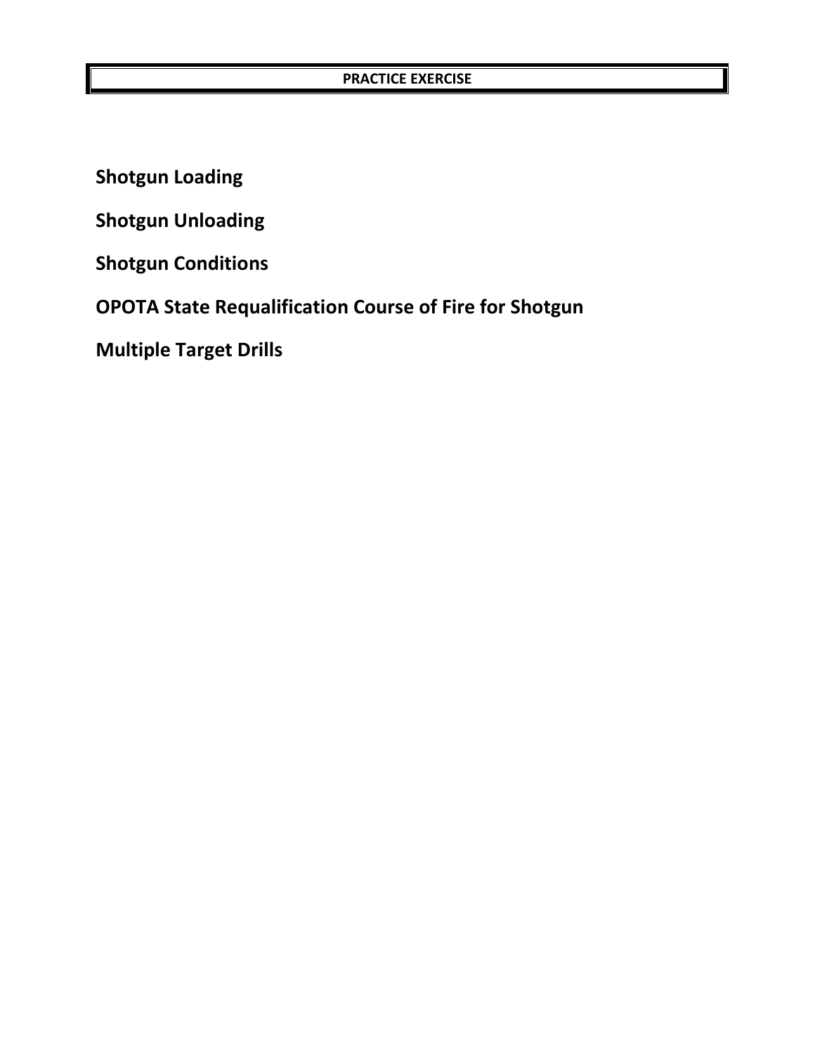**PRACTICE EXERCISE**

**Shotgun Loading**

**Shotgun Unloading**

**Shotgun Conditions**

**OPOTA State Requalification Course of Fire for Shotgun**

**Multiple Target Drills**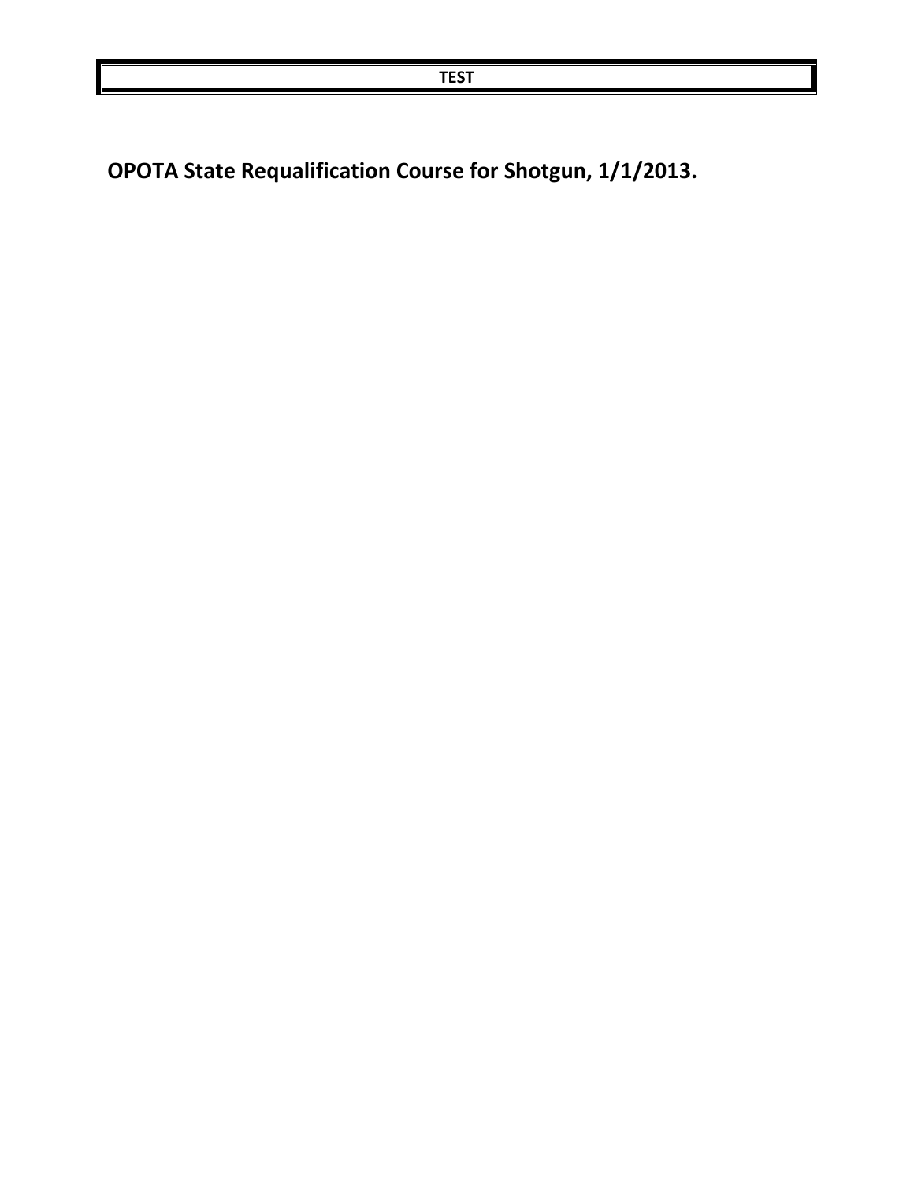**TEST**

**OPOTA State Requalification Course for Shotgun, 1/1/2013.**